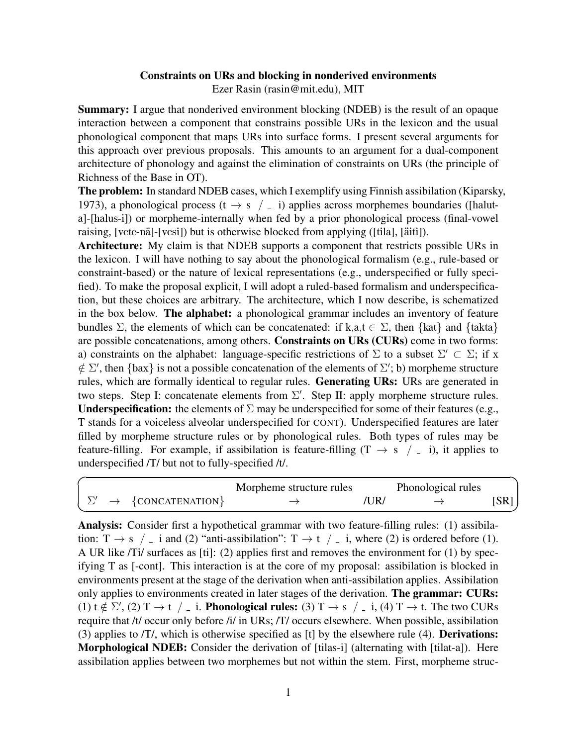**Constraints on URs and blocking in nonderived environments**
Ezer Rasin (rasin@mit.edu), MIT

**Summary:** I argue that nonderived environment blocking (NDEB) is the result of an opaque interaction between a component that constrains possible URs in the lexicon and the usual phonological component that maps URs into surface forms. I present several arguments for this approach over previous proposals. This amounts to an argument for a dual-component architecture of phonology and against the elimination of constraints on URs (the principle of Richness of the Base in OT).

**The problem:** In standard NDEB cases, which I exemplify using Finnish assibilation (Kiparsky, 1973), a phonological process (t $\rightarrow$ s / _ i) applies across morphemes boundaries ([halut-a]-[halus-i]) or morpheme-internally when fed by a prior phonological process (final-vowel raising, [vete-nä]-[vesi]) but is otherwise blocked from applying ([tila], [äiti]).

**Architecture:** My claim is that NDEB supports a component that restricts possible URs in the lexicon. I will have nothing to say about the phonological formalism (e.g., rule-based or constraint-based) or the nature of lexical representations (e.g., underspecified or fully specified). To make the proposal explicit, I will adopt a ruled-based formalism and underspecification, but these choices are arbitrary. The architecture, which I now describe, is schematized in the box below. **The alphabet:** a phonological grammar includes an inventory of feature bundles $\Sigma$, the elements of which can be concatenated: if k,a,t $\in \Sigma$, then {kat} and {takta} are possible concatenations, among others. **Constraints on URs (CURs)** come in two forms: a) constraints on the alphabet: language-specific restrictions of $\Sigma$ to a subset $\Sigma' \subset \Sigma$; if x $\notin \Sigma'$, then {bax} is not a possible concatenation of the elements of $\Sigma'$; b) morpheme structure rules, which are formally identical to regular rules. **Generating URs:** URs are generated in two steps. Step I: concatenate elements from $\Sigma'$. Step II: apply morpheme structure rules. **Underspecification:** the elements of $\Sigma$ may be underspecified for some of their features (e.g., T stands for a voiceless alveolar underspecified for CONT). Underspecified features are later filled by morpheme structure rules or by phonological rules. Both types of rules may be feature-filling. For example, if assibilation is feature-filling (T $\rightarrow$ s / _ i), it applies to underspecified /T/ but not to fully-specified /t/.

| | | | Morpheme structure rules | | Phonological rules | |
|---|---|---|---|---|---|---|
| $\Sigma'$ | $\rightarrow$ | {CONCATENATION} | $\rightarrow$ | /UR/ | $\rightarrow$ | [SR] |

**Analysis:** Consider first a hypothetical grammar with two feature-filling rules: (1) assibilation: T $\rightarrow$ s / _ i and (2) "anti-assibilation": T $\rightarrow$ t / _ i, where (2) is ordered before (1). A UR like /Ti/ surfaces as [ti]: (2) applies first and removes the environment for (1) by specifying T as [-cont]. This interaction is at the core of my proposal: assibilation is blocked in environments present at the stage of the derivation when anti-assibilation applies. Assibilation only applies to environments created in later stages of the derivation. **The grammar: CURs:** (1) t $\notin \Sigma'$, (2) T $\rightarrow$ t / _ i. **Phonological rules:** (3) T $\rightarrow$ s / _ i, (4) T $\rightarrow$ t. The two CURs require that /t/ occur only before /i/ in URs; /T/ occurs elsewhere. When possible, assibilation (3) applies to /T/, which is otherwise specified as [t] by the elsewhere rule (4). **Derivations: Morphological NDEB:** Consider the derivation of [tilas-i] (alternating with [tilat-a]). Here assibilation applies between two morphemes but not within the stem. First, morpheme struc-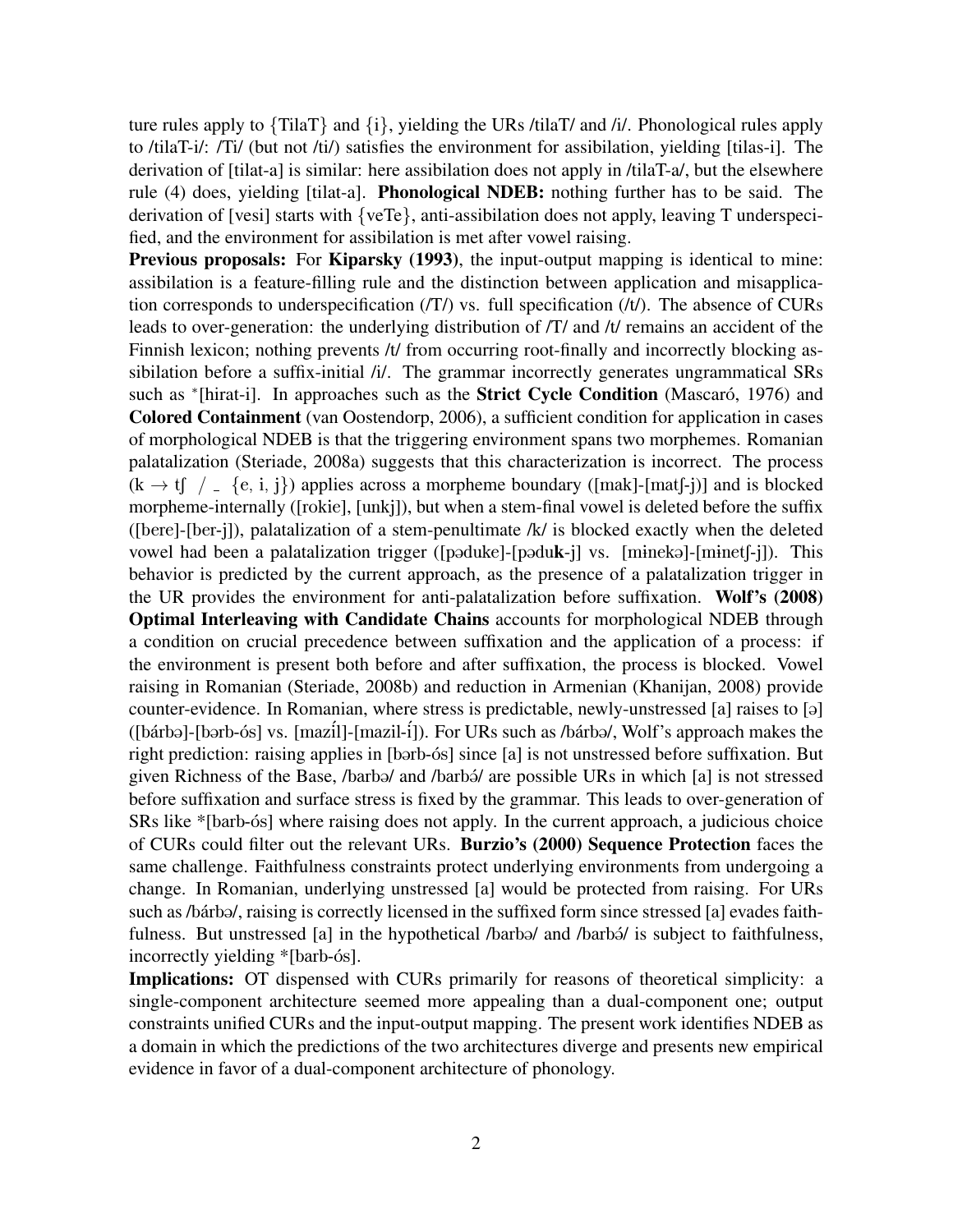ture rules apply to {TilaT} and {i}, yielding the URs /tilaT/ and /i/. Phonological rules apply to /tilaT-i/: /Ti/ (but not /ti/) satisfies the environment for assibilation, yielding [tilas-i]. The derivation of [tilat-a] is similar: here assibilation does not apply in /tilaT-a/, but the elsewhere rule (4) does, yielding [tilat-a]. **Phonological NDEB:** nothing further has to be said. The derivation of [vesi] starts with {veTe}, anti-assibilation does not apply, leaving T underspecified, and the environment for assibilation is met after vowel raising.

**Previous proposals:** For **Kiparsky (1993)**, the input-output mapping is identical to mine: assibilation is a feature-filling rule and the distinction between application and misapplication corresponds to underspecification (/T/) vs. full specification (/t/). The absence of CURs leads to over-generation: the underlying distribution of /T/ and /t/ remains an accident of the Finnish lexicon; nothing prevents /t/ from occurring root-finally and incorrectly blocking assibilation before a suffix-initial /i/. The grammar incorrectly generates ungrammatical SRs such as *[hirat-i]. In approaches such as the **Strict Cycle Condition** (Mascaró, 1976) and **Colored Containment** (van Oostendorp, 2006), a sufficient condition for application in cases of morphological NDEB is that the triggering environment spans two morphemes. Romanian palatalization (Steriade, 2008a) suggests that this characterization is incorrect. The process (k → tʃ / _ {e, i, j}) applies across a morpheme boundary ([mak]-[matʃ-j)] and is blocked morpheme-internally ([rokie], [unkj]), but when a stem-final vowel is deleted before the suffix ([bere]-[ber-j]), palatalization of a stem-penultimate /k/ is blocked exactly when the deleted vowel had been a palatalization trigger ([pəduke]-[pədu**k**-j] vs. [minekə]-[minetʃ-j]). This behavior is predicted by the current approach, as the presence of a palatalization trigger in the UR provides the environment for anti-palatalization before suffixation. **Wolf's (2008) Optimal Interleaving with Candidate Chains** accounts for morphological NDEB through a condition on crucial precedence between suffixation and the application of a process: if the environment is present both before and after suffixation, the process is blocked. Vowel raising in Romanian (Steriade, 2008b) and reduction in Armenian (Khanijan, 2008) provide counter-evidence. In Romanian, where stress is predictable, newly-unstressed [a] raises to [ə] ([bárbə]-[bərb-ós] vs. [mazíl]-[mazil-í]). For URs such as /bárbə/, Wolf's approach makes the right prediction: raising applies in [bərb-ós] since [a] is not unstressed before suffixation. But given Richness of the Base, /barbə/ and /barbə́/ are possible URs in which [a] is not stressed before suffixation and surface stress is fixed by the grammar. This leads to over-generation of SRs like *[barb-ós] where raising does not apply. In the current approach, a judicious choice of CURs could filter out the relevant URs. **Burzio's (2000) Sequence Protection** faces the same challenge. Faithfulness constraints protect underlying environments from undergoing a change. In Romanian, underlying unstressed [a] would be protected from raising. For URs such as /bárbə/, raising is correctly licensed in the suffixed form since stressed [a] evades faithfulness. But unstressed [a] in the hypothetical /barbə/ and /barbə́/ is subject to faithfulness, incorrectly yielding *[barb-ós].

**Implications:** OT dispensed with CURs primarily for reasons of theoretical simplicity: a single-component architecture seemed more appealing than a dual-component one; output constraints unified CURs and the input-output mapping. The present work identifies NDEB as a domain in which the predictions of the two architectures diverge and presents new empirical evidence in favor of a dual-component architecture of phonology.